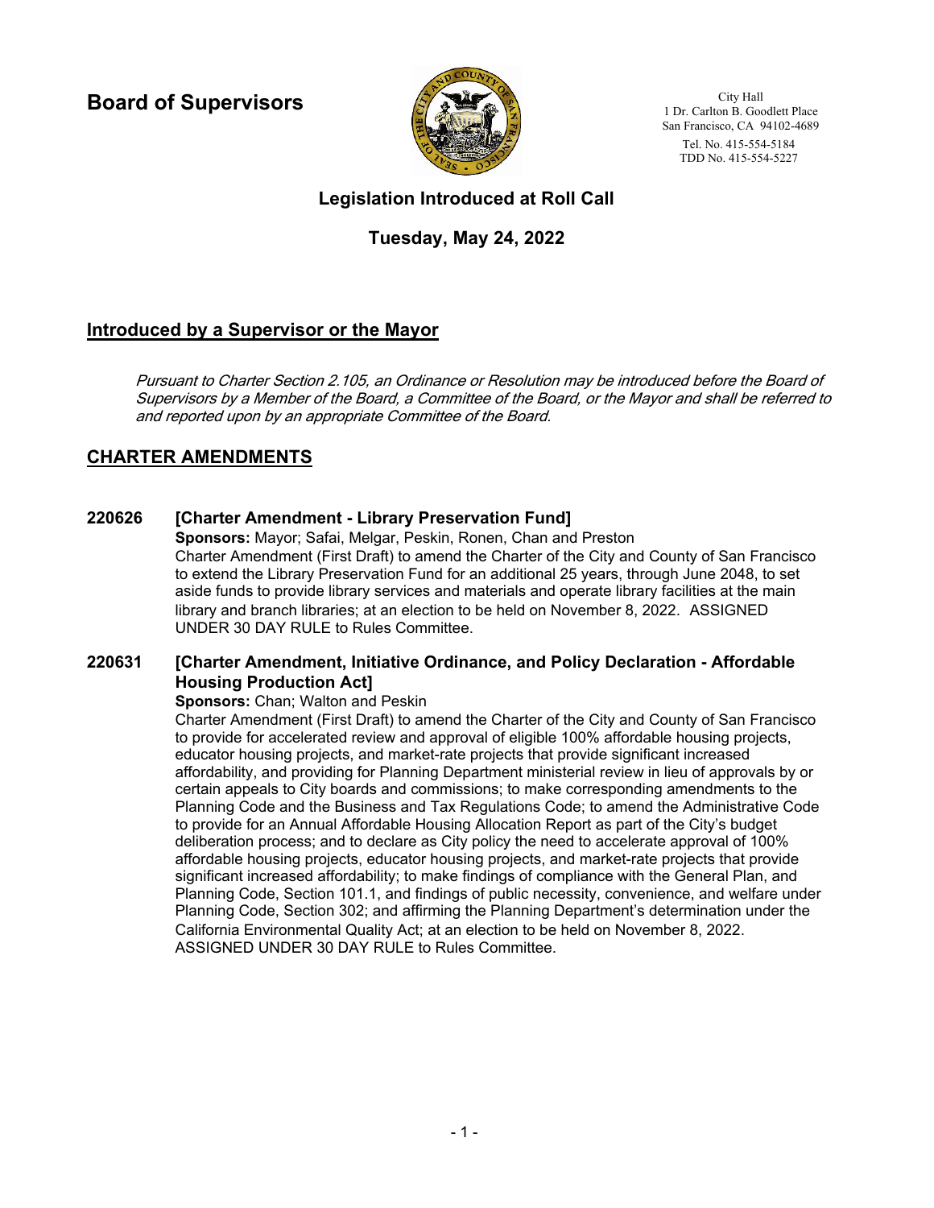# Board of Supervisors

City Hall
1 Dr. Carlton B. Goodlett Place
San Francisco, CA 94102-4689
Tel. No. 415-554-5184
TDD No. 415-554-5227

## Legislation Introduced at Roll Call

### Tuesday, May 24, 2022

## Introduced by a Supervisor or the Mayor

*Pursuant to Charter Section 2.105, an Ordinance or Resolution may be introduced before the Board of Supervisors by a Member of the Board, a Committee of the Board, or the Mayor and shall be referred to and reported upon by an appropriate Committee of the Board.*

## CHARTER AMENDMENTS

### 220626 [Charter Amendment - Library Preservation Fund]

**Sponsors:** Mayor; Safai, Melgar, Peskin, Ronen, Chan and Preston

Charter Amendment (First Draft) to amend the Charter of the City and County of San Francisco to extend the Library Preservation Fund for an additional 25 years, through June 2048, to set aside funds to provide library services and materials and operate library facilities at the main library and branch libraries; at an election to be held on November 8, 2022. ASSIGNED UNDER 30 DAY RULE to Rules Committee.

### 220631 [Charter Amendment, Initiative Ordinance, and Policy Declaration - Affordable Housing Production Act]

**Sponsors:** Chan; Walton and Peskin

Charter Amendment (First Draft) to amend the Charter of the City and County of San Francisco to provide for accelerated review and approval of eligible 100% affordable housing projects, educator housing projects, and market-rate projects that provide significant increased affordability, and providing for Planning Department ministerial review in lieu of approvals by or certain appeals to City boards and commissions; to make corresponding amendments to the Planning Code and the Business and Tax Regulations Code; to amend the Administrative Code to provide for an Annual Affordable Housing Allocation Report as part of the City's budget deliberation process; and to declare as City policy the need to accelerate approval of 100% affordable housing projects, educator housing projects, and market-rate projects that provide significant increased affordability; to make findings of compliance with the General Plan, and Planning Code, Section 101.1, and findings of public necessity, convenience, and welfare under Planning Code, Section 302; and affirming the Planning Department's determination under the California Environmental Quality Act; at an election to be held on November 8, 2022. ASSIGNED UNDER 30 DAY RULE to Rules Committee.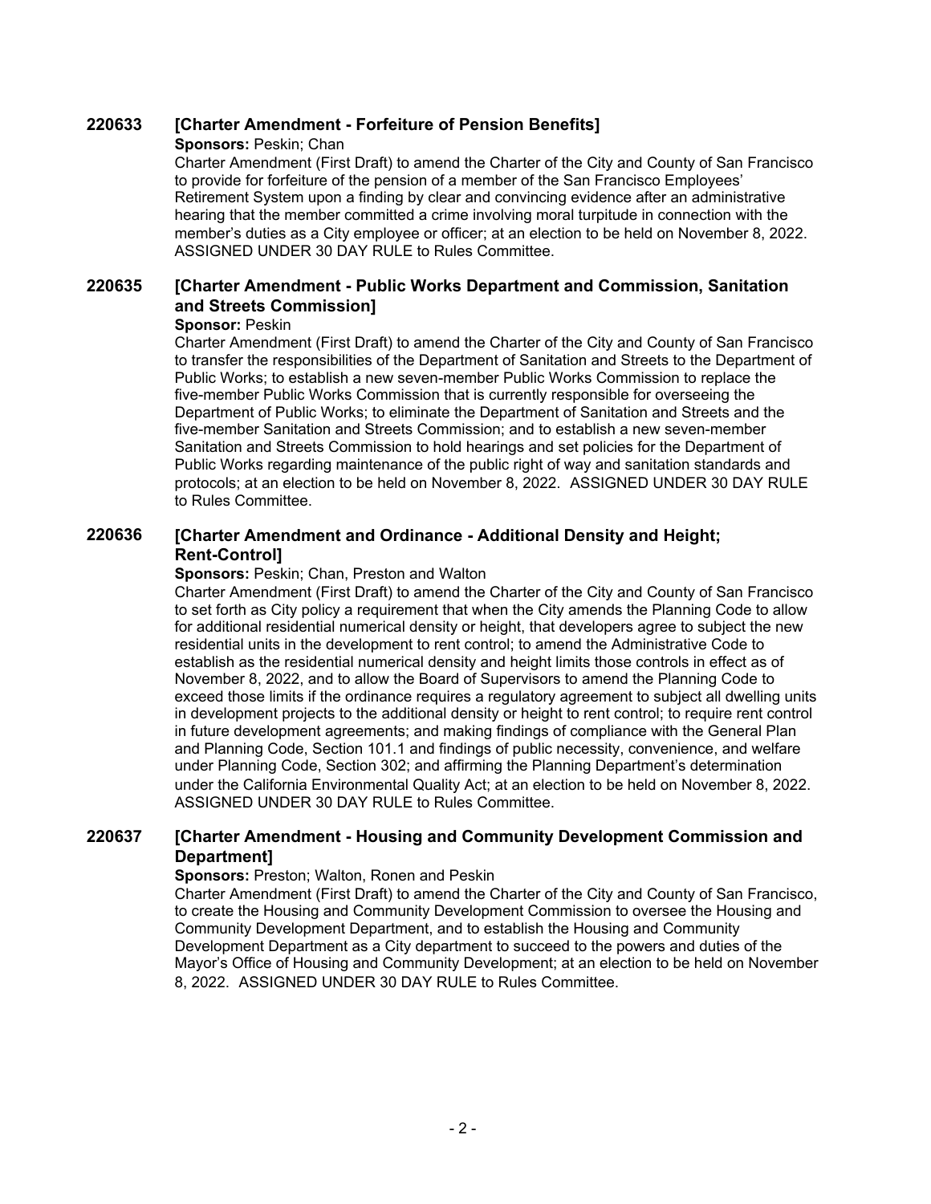### 220633 [Charter Amendment - Forfeiture of Pension Benefits]

**Sponsors:** Peskin; Chan

Charter Amendment (First Draft) to amend the Charter of the City and County of San Francisco to provide for forfeiture of the pension of a member of the San Francisco Employees' Retirement System upon a finding by clear and convincing evidence after an administrative hearing that the member committed a crime involving moral turpitude in connection with the member's duties as a City employee or officer; at an election to be held on November 8, 2022. ASSIGNED UNDER 30 DAY RULE to Rules Committee.

### 220635 [Charter Amendment - Public Works Department and Commission, Sanitation and Streets Commission]

**Sponsor:** Peskin

Charter Amendment (First Draft) to amend the Charter of the City and County of San Francisco to transfer the responsibilities of the Department of Sanitation and Streets to the Department of Public Works; to establish a new seven-member Public Works Commission to replace the five-member Public Works Commission that is currently responsible for overseeing the Department of Public Works; to eliminate the Department of Sanitation and Streets and the five-member Sanitation and Streets Commission; and to establish a new seven-member Sanitation and Streets Commission to hold hearings and set policies for the Department of Public Works regarding maintenance of the public right of way and sanitation standards and protocols; at an election to be held on November 8, 2022. ASSIGNED UNDER 30 DAY RULE to Rules Committee.

### 220636 [Charter Amendment and Ordinance - Additional Density and Height; Rent-Control]

**Sponsors:** Peskin; Chan, Preston and Walton

Charter Amendment (First Draft) to amend the Charter of the City and County of San Francisco to set forth as City policy a requirement that when the City amends the Planning Code to allow for additional residential numerical density or height, that developers agree to subject the new residential units in the development to rent control; to amend the Administrative Code to establish as the residential numerical density and height limits those controls in effect as of November 8, 2022, and to allow the Board of Supervisors to amend the Planning Code to exceed those limits if the ordinance requires a regulatory agreement to subject all dwelling units in development projects to the additional density or height to rent control; to require rent control in future development agreements; and making findings of compliance with the General Plan and Planning Code, Section 101.1 and findings of public necessity, convenience, and welfare under Planning Code, Section 302; and affirming the Planning Department's determination under the California Environmental Quality Act; at an election to be held on November 8, 2022. ASSIGNED UNDER 30 DAY RULE to Rules Committee.

### 220637 [Charter Amendment - Housing and Community Development Commission and Department]

**Sponsors:** Preston; Walton, Ronen and Peskin

Charter Amendment (First Draft) to amend the Charter of the City and County of San Francisco, to create the Housing and Community Development Commission to oversee the Housing and Community Development Department, and to establish the Housing and Community Development Department as a City department to succeed to the powers and duties of the Mayor's Office of Housing and Community Development; at an election to be held on November 8, 2022. ASSIGNED UNDER 30 DAY RULE to Rules Committee.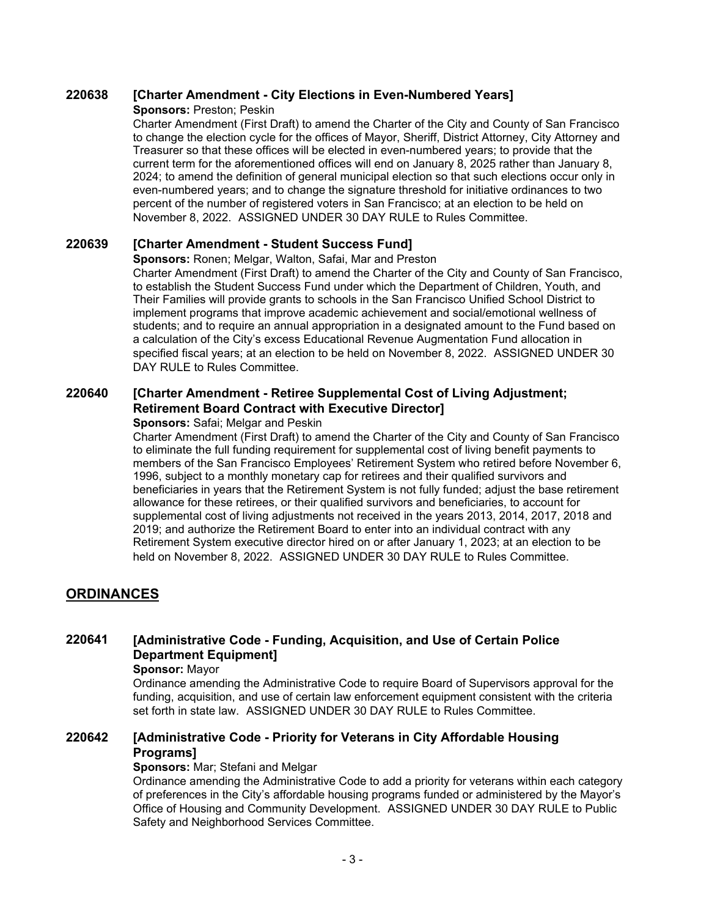### 220638 [Charter Amendment - City Elections in Even-Numbered Years]

**Sponsors:** Preston; Peskin

Charter Amendment (First Draft) to amend the Charter of the City and County of San Francisco to change the election cycle for the offices of Mayor, Sheriff, District Attorney, City Attorney and Treasurer so that these offices will be elected in even-numbered years; to provide that the current term for the aforementioned offices will end on January 8, 2025 rather than January 8, 2024; to amend the definition of general municipal election so that such elections occur only in even-numbered years; and to change the signature threshold for initiative ordinances to two percent of the number of registered voters in San Francisco; at an election to be held on November 8, 2022. ASSIGNED UNDER 30 DAY RULE to Rules Committee.

### 220639 [Charter Amendment - Student Success Fund]

**Sponsors:** Ronen; Melgar, Walton, Safai, Mar and Preston

Charter Amendment (First Draft) to amend the Charter of the City and County of San Francisco, to establish the Student Success Fund under which the Department of Children, Youth, and Their Families will provide grants to schools in the San Francisco Unified School District to implement programs that improve academic achievement and social/emotional wellness of students; and to require an annual appropriation in a designated amount to the Fund based on a calculation of the City's excess Educational Revenue Augmentation Fund allocation in specified fiscal years; at an election to be held on November 8, 2022. ASSIGNED UNDER 30 DAY RULE to Rules Committee.

### 220640 [Charter Amendment - Retiree Supplemental Cost of Living Adjustment; Retirement Board Contract with Executive Director]

**Sponsors:** Safai; Melgar and Peskin

Charter Amendment (First Draft) to amend the Charter of the City and County of San Francisco to eliminate the full funding requirement for supplemental cost of living benefit payments to members of the San Francisco Employees' Retirement System who retired before November 6, 1996, subject to a monthly monetary cap for retirees and their qualified survivors and beneficiaries in years that the Retirement System is not fully funded; adjust the base retirement allowance for these retirees, or their qualified survivors and beneficiaries, to account for supplemental cost of living adjustments not received in the years 2013, 2014, 2017, 2018 and 2019; and authorize the Retirement Board to enter into an individual contract with any Retirement System executive director hired on or after January 1, 2023; at an election to be held on November 8, 2022. ASSIGNED UNDER 30 DAY RULE to Rules Committee.

## ORDINANCES

### 220641 [Administrative Code - Funding, Acquisition, and Use of Certain Police Department Equipment]

**Sponsor:** Mayor

Ordinance amending the Administrative Code to require Board of Supervisors approval for the funding, acquisition, and use of certain law enforcement equipment consistent with the criteria set forth in state law. ASSIGNED UNDER 30 DAY RULE to Rules Committee.

### 220642 [Administrative Code - Priority for Veterans in City Affordable Housing Programs]

**Sponsors:** Mar; Stefani and Melgar

Ordinance amending the Administrative Code to add a priority for veterans within each category of preferences in the City's affordable housing programs funded or administered by the Mayor's Office of Housing and Community Development. ASSIGNED UNDER 30 DAY RULE to Public Safety and Neighborhood Services Committee.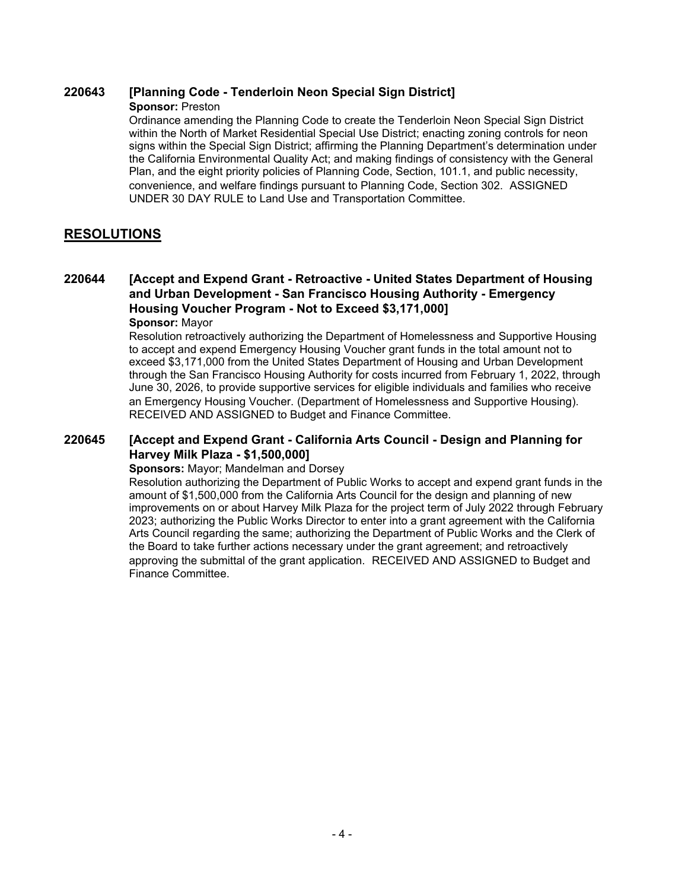### 220643 [Planning Code - Tenderloin Neon Special Sign District]

**Sponsor:** Preston

Ordinance amending the Planning Code to create the Tenderloin Neon Special Sign District within the North of Market Residential Special Use District; enacting zoning controls for neon signs within the Special Sign District; affirming the Planning Department's determination under the California Environmental Quality Act; and making findings of consistency with the General Plan, and the eight priority policies of Planning Code, Section, 101.1, and public necessity, convenience, and welfare findings pursuant to Planning Code, Section 302. ASSIGNED UNDER 30 DAY RULE to Land Use and Transportation Committee.

## RESOLUTIONS

### 220644 [Accept and Expend Grant - Retroactive - United States Department of Housing and Urban Development - San Francisco Housing Authority - Emergency Housing Voucher Program - Not to Exceed $3,171,000]

**Sponsor:** Mayor

Resolution retroactively authorizing the Department of Homelessness and Supportive Housing to accept and expend Emergency Housing Voucher grant funds in the total amount not to exceed $3,171,000 from the United States Department of Housing and Urban Development through the San Francisco Housing Authority for costs incurred from February 1, 2022, through June 30, 2026, to provide supportive services for eligible individuals and families who receive an Emergency Housing Voucher. (Department of Homelessness and Supportive Housing). RECEIVED AND ASSIGNED to Budget and Finance Committee.

### 220645 [Accept and Expend Grant - California Arts Council - Design and Planning for Harvey Milk Plaza - $1,500,000]

**Sponsors:** Mayor; Mandelman and Dorsey

Resolution authorizing the Department of Public Works to accept and expend grant funds in the amount of $1,500,000 from the California Arts Council for the design and planning of new improvements on or about Harvey Milk Plaza for the project term of July 2022 through February 2023; authorizing the Public Works Director to enter into a grant agreement with the California Arts Council regarding the same; authorizing the Department of Public Works and the Clerk of the Board to take further actions necessary under the grant agreement; and retroactively approving the submittal of the grant application. RECEIVED AND ASSIGNED to Budget and Finance Committee.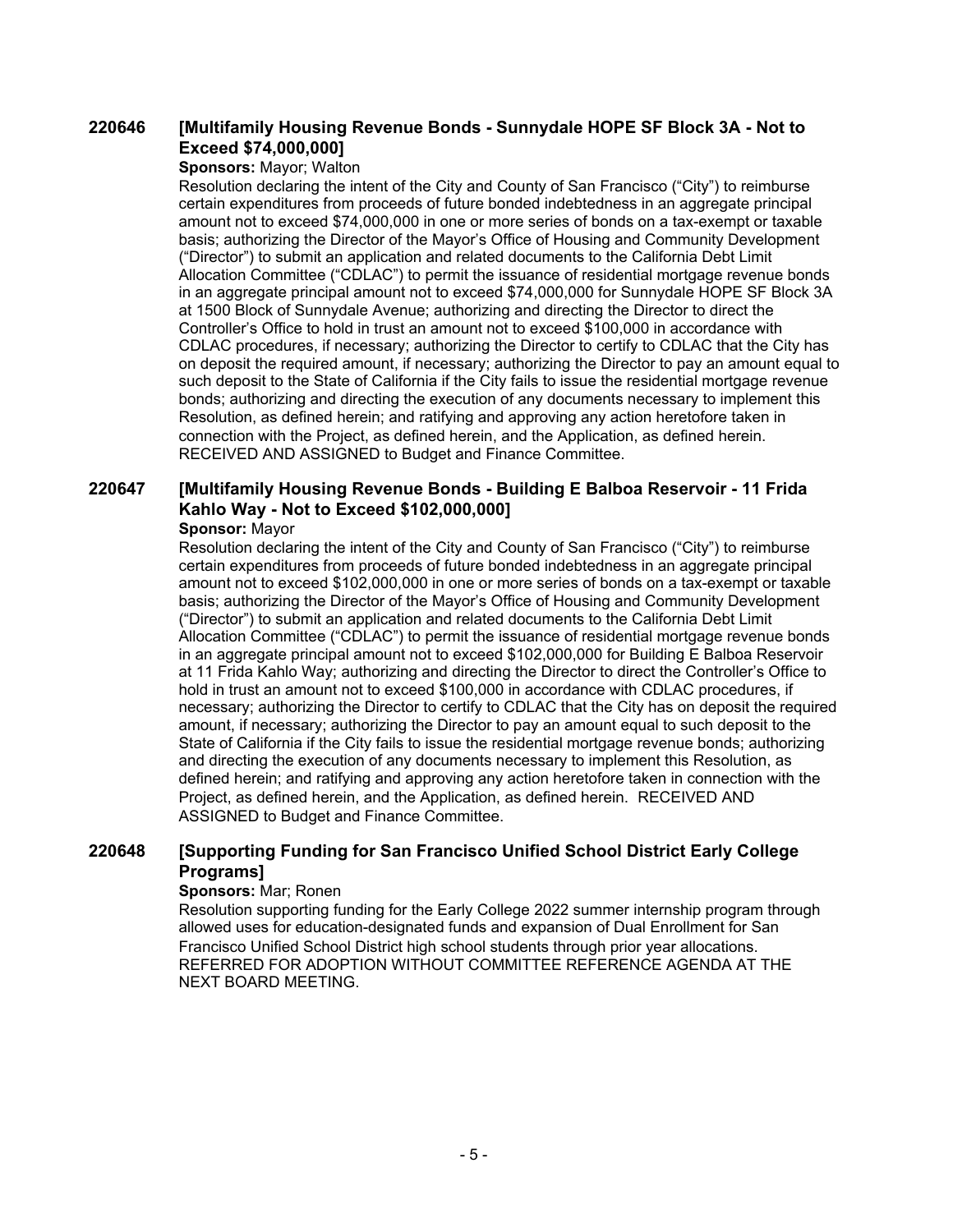**220646 [Multifamily Housing Revenue Bonds - Sunnydale HOPE SF Block 3A - Not to Exceed $74,000,000]**

**Sponsors:** Mayor; Walton

Resolution declaring the intent of the City and County of San Francisco ("City") to reimburse certain expenditures from proceeds of future bonded indebtedness in an aggregate principal amount not to exceed $74,000,000 in one or more series of bonds on a tax-exempt or taxable basis; authorizing the Director of the Mayor's Office of Housing and Community Development ("Director") to submit an application and related documents to the California Debt Limit Allocation Committee ("CDLAC") to permit the issuance of residential mortgage revenue bonds in an aggregate principal amount not to exceed $74,000,000 for Sunnydale HOPE SF Block 3A at 1500 Block of Sunnydale Avenue; authorizing and directing the Director to direct the Controller's Office to hold in trust an amount not to exceed $100,000 in accordance with CDLAC procedures, if necessary; authorizing the Director to certify to CDLAC that the City has on deposit the required amount, if necessary; authorizing the Director to pay an amount equal to such deposit to the State of California if the City fails to issue the residential mortgage revenue bonds; authorizing and directing the execution of any documents necessary to implement this Resolution, as defined herein; and ratifying and approving any action heretofore taken in connection with the Project, as defined herein, and the Application, as defined herein. RECEIVED AND ASSIGNED to Budget and Finance Committee.

**220647 [Multifamily Housing Revenue Bonds - Building E Balboa Reservoir - 11 Frida Kahlo Way - Not to Exceed $102,000,000]**

**Sponsor:** Mayor

Resolution declaring the intent of the City and County of San Francisco ("City") to reimburse certain expenditures from proceeds of future bonded indebtedness in an aggregate principal amount not to exceed $102,000,000 in one or more series of bonds on a tax-exempt or taxable basis; authorizing the Director of the Mayor's Office of Housing and Community Development ("Director") to submit an application and related documents to the California Debt Limit Allocation Committee ("CDLAC") to permit the issuance of residential mortgage revenue bonds in an aggregate principal amount not to exceed $102,000,000 for Building E Balboa Reservoir at 11 Frida Kahlo Way; authorizing and directing the Director to direct the Controller's Office to hold in trust an amount not to exceed $100,000 in accordance with CDLAC procedures, if necessary; authorizing the Director to certify to CDLAC that the City has on deposit the required amount, if necessary; authorizing the Director to pay an amount equal to such deposit to the State of California if the City fails to issue the residential mortgage revenue bonds; authorizing and directing the execution of any documents necessary to implement this Resolution, as defined herein; and ratifying and approving any action heretofore taken in connection with the Project, as defined herein, and the Application, as defined herein. RECEIVED AND ASSIGNED to Budget and Finance Committee.

**220648 [Supporting Funding for San Francisco Unified School District Early College Programs]**

**Sponsors:** Mar; Ronen

Resolution supporting funding for the Early College 2022 summer internship program through allowed uses for education-designated funds and expansion of Dual Enrollment for San Francisco Unified School District high school students through prior year allocations. REFERRED FOR ADOPTION WITHOUT COMMITTEE REFERENCE AGENDA AT THE NEXT BOARD MEETING.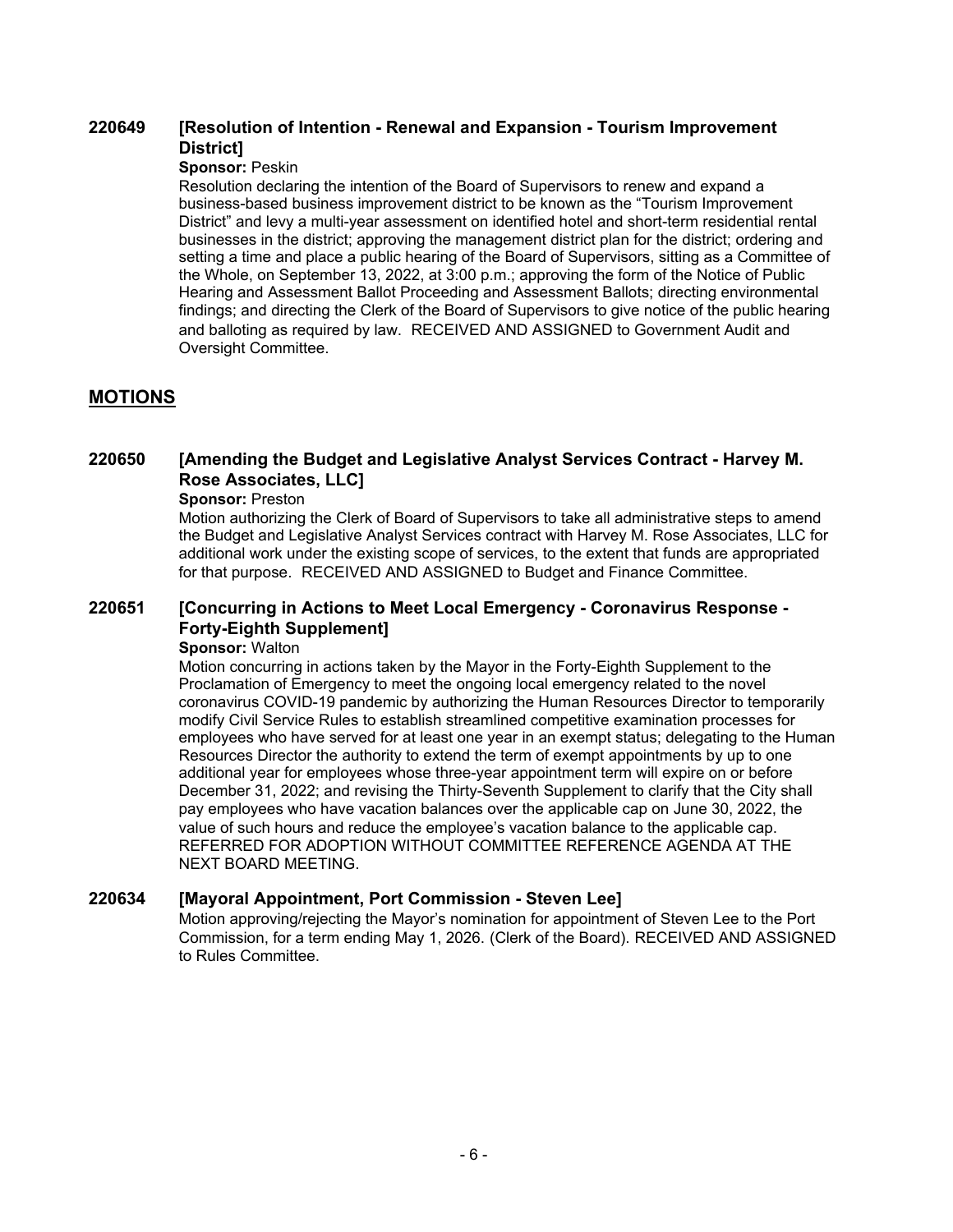**220649 [Resolution of Intention - Renewal and Expansion - Tourism Improvement District]**

**Sponsor:** Peskin

Resolution declaring the intention of the Board of Supervisors to renew and expand a business-based business improvement district to be known as the "Tourism Improvement District" and levy a multi-year assessment on identified hotel and short-term residential rental businesses in the district; approving the management district plan for the district; ordering and setting a time and place a public hearing of the Board of Supervisors, sitting as a Committee of the Whole, on September 13, 2022, at 3:00 p.m.; approving the form of the Notice of Public Hearing and Assessment Ballot Proceeding and Assessment Ballots; directing environmental findings; and directing the Clerk of the Board of Supervisors to give notice of the public hearing and balloting as required by law. RECEIVED AND ASSIGNED to Government Audit and Oversight Committee.

## MOTIONS

**220650 [Amending the Budget and Legislative Analyst Services Contract - Harvey M. Rose Associates, LLC]**

**Sponsor:** Preston

Motion authorizing the Clerk of Board of Supervisors to take all administrative steps to amend the Budget and Legislative Analyst Services contract with Harvey M. Rose Associates, LLC for additional work under the existing scope of services, to the extent that funds are appropriated for that purpose. RECEIVED AND ASSIGNED to Budget and Finance Committee.

**220651 [Concurring in Actions to Meet Local Emergency - Coronavirus Response - Forty-Eighth Supplement]**

**Sponsor:** Walton

Motion concurring in actions taken by the Mayor in the Forty-Eighth Supplement to the Proclamation of Emergency to meet the ongoing local emergency related to the novel coronavirus COVID-19 pandemic by authorizing the Human Resources Director to temporarily modify Civil Service Rules to establish streamlined competitive examination processes for employees who have served for at least one year in an exempt status; delegating to the Human Resources Director the authority to extend the term of exempt appointments by up to one additional year for employees whose three-year appointment term will expire on or before December 31, 2022; and revising the Thirty-Seventh Supplement to clarify that the City shall pay employees who have vacation balances over the applicable cap on June 30, 2022, the value of such hours and reduce the employee's vacation balance to the applicable cap. REFERRED FOR ADOPTION WITHOUT COMMITTEE REFERENCE AGENDA AT THE NEXT BOARD MEETING.

**220634 [Mayoral Appointment, Port Commission - Steven Lee]**

Motion approving/rejecting the Mayor's nomination for appointment of Steven Lee to the Port Commission, for a term ending May 1, 2026. (Clerk of the Board). RECEIVED AND ASSIGNED to Rules Committee.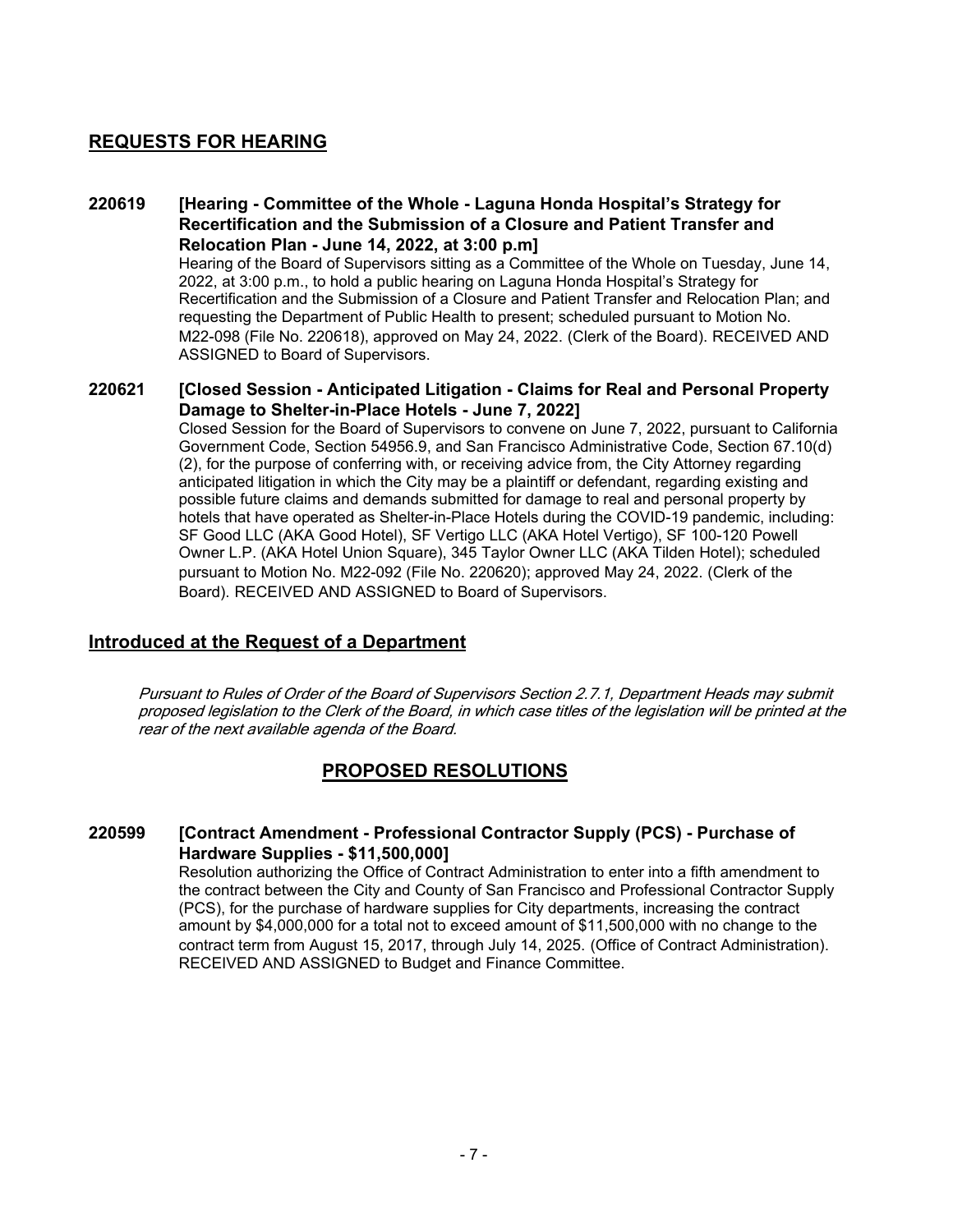## REQUESTS FOR HEARING

**220619 [Hearing - Committee of the Whole - Laguna Honda Hospital's Strategy for Recertification and the Submission of a Closure and Patient Transfer and Relocation Plan - June 14, 2022, at 3:00 p.m]**

Hearing of the Board of Supervisors sitting as a Committee of the Whole on Tuesday, June 14, 2022, at 3:00 p.m., to hold a public hearing on Laguna Honda Hospital's Strategy for Recertification and the Submission of a Closure and Patient Transfer and Relocation Plan; and requesting the Department of Public Health to present; scheduled pursuant to Motion No. M22-098 (File No. 220618), approved on May 24, 2022. (Clerk of the Board). RECEIVED AND ASSIGNED to Board of Supervisors.

**220621 [Closed Session - Anticipated Litigation - Claims for Real and Personal Property Damage to Shelter-in-Place Hotels - June 7, 2022]**

Closed Session for the Board of Supervisors to convene on June 7, 2022, pursuant to California Government Code, Section 54956.9, and San Francisco Administrative Code, Section 67.10(d)(2), for the purpose of conferring with, or receiving advice from, the City Attorney regarding anticipated litigation in which the City may be a plaintiff or defendant, regarding existing and possible future claims and demands submitted for damage to real and personal property by hotels that have operated as Shelter-in-Place Hotels during the COVID-19 pandemic, including: SF Good LLC (AKA Good Hotel), SF Vertigo LLC (AKA Hotel Vertigo), SF 100-120 Powell Owner L.P. (AKA Hotel Union Square), 345 Taylor Owner LLC (AKA Tilden Hotel); scheduled pursuant to Motion No. M22-092 (File No. 220620); approved May 24, 2022. (Clerk of the Board). RECEIVED AND ASSIGNED to Board of Supervisors.

## Introduced at the Request of a Department

*Pursuant to Rules of Order of the Board of Supervisors Section 2.7.1, Department Heads may submit proposed legislation to the Clerk of the Board, in which case titles of the legislation will be printed at the rear of the next available agenda of the Board.*

## PROPOSED RESOLUTIONS

**220599 [Contract Amendment - Professional Contractor Supply (PCS) - Purchase of Hardware Supplies - $11,500,000]**

Resolution authorizing the Office of Contract Administration to enter into a fifth amendment to the contract between the City and County of San Francisco and Professional Contractor Supply (PCS), for the purchase of hardware supplies for City departments, increasing the contract amount by $4,000,000 for a total not to exceed amount of $11,500,000 with no change to the contract term from August 15, 2017, through July 14, 2025. (Office of Contract Administration). RECEIVED AND ASSIGNED to Budget and Finance Committee.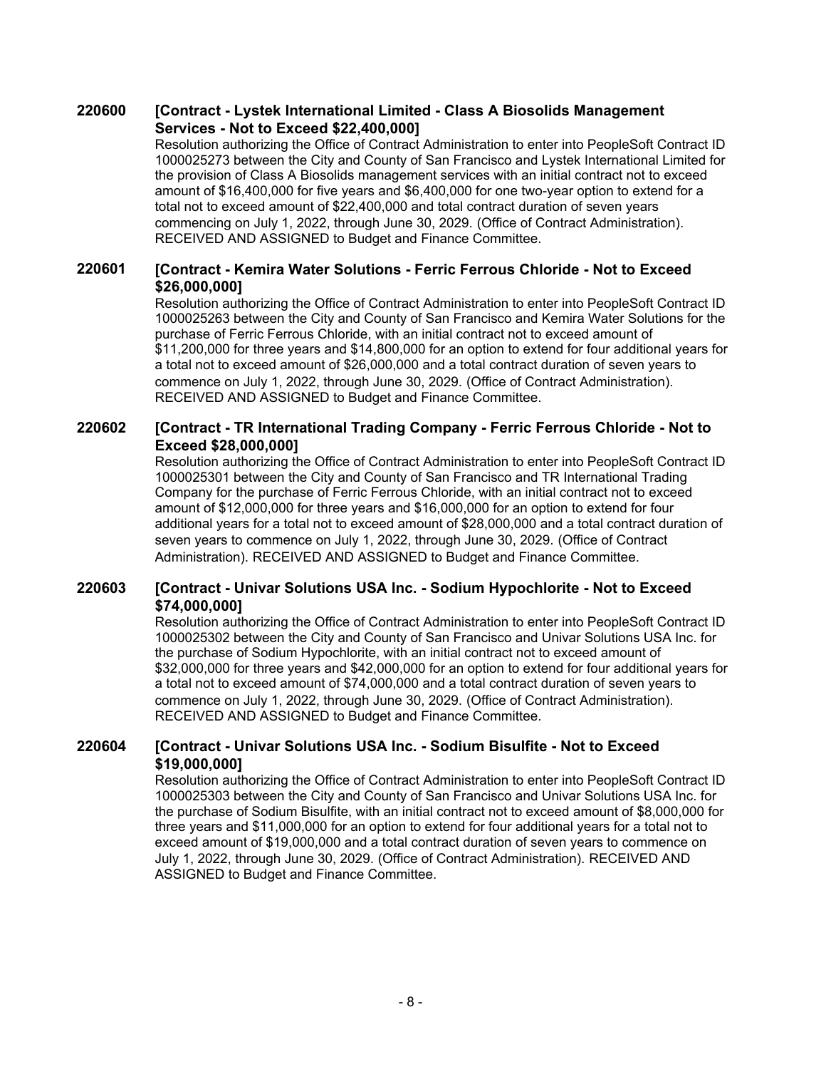**220600 [Contract - Lystek International Limited - Class A Biosolids Management Services - Not to Exceed $22,400,000]**

Resolution authorizing the Office of Contract Administration to enter into PeopleSoft Contract ID 1000025273 between the City and County of San Francisco and Lystek International Limited for the provision of Class A Biosolids management services with an initial contract not to exceed amount of $16,400,000 for five years and $6,400,000 for one two-year option to extend for a total not to exceed amount of $22,400,000 and total contract duration of seven years commencing on July 1, 2022, through June 30, 2029. (Office of Contract Administration). RECEIVED AND ASSIGNED to Budget and Finance Committee.

**220601 [Contract - Kemira Water Solutions - Ferric Ferrous Chloride - Not to Exceed $26,000,000]**

Resolution authorizing the Office of Contract Administration to enter into PeopleSoft Contract ID 1000025263 between the City and County of San Francisco and Kemira Water Solutions for the purchase of Ferric Ferrous Chloride, with an initial contract not to exceed amount of $11,200,000 for three years and $14,800,000 for an option to extend for four additional years for a total not to exceed amount of $26,000,000 and a total contract duration of seven years to commence on July 1, 2022, through June 30, 2029. (Office of Contract Administration). RECEIVED AND ASSIGNED to Budget and Finance Committee.

**220602 [Contract - TR International Trading Company - Ferric Ferrous Chloride - Not to Exceed $28,000,000]**

Resolution authorizing the Office of Contract Administration to enter into PeopleSoft Contract ID 1000025301 between the City and County of San Francisco and TR International Trading Company for the purchase of Ferric Ferrous Chloride, with an initial contract not to exceed amount of $12,000,000 for three years and $16,000,000 for an option to extend for four additional years for a total not to exceed amount of $28,000,000 and a total contract duration of seven years to commence on July 1, 2022, through June 30, 2029. (Office of Contract Administration). RECEIVED AND ASSIGNED to Budget and Finance Committee.

**220603 [Contract - Univar Solutions USA Inc. - Sodium Hypochlorite - Not to Exceed $74,000,000]**

Resolution authorizing the Office of Contract Administration to enter into PeopleSoft Contract ID 1000025302 between the City and County of San Francisco and Univar Solutions USA Inc. for the purchase of Sodium Hypochlorite, with an initial contract not to exceed amount of $32,000,000 for three years and $42,000,000 for an option to extend for four additional years for a total not to exceed amount of $74,000,000 and a total contract duration of seven years to commence on July 1, 2022, through June 30, 2029. (Office of Contract Administration). RECEIVED AND ASSIGNED to Budget and Finance Committee.

**220604 [Contract - Univar Solutions USA Inc. - Sodium Bisulfite - Not to Exceed $19,000,000]**

Resolution authorizing the Office of Contract Administration to enter into PeopleSoft Contract ID 1000025303 between the City and County of San Francisco and Univar Solutions USA Inc. for the purchase of Sodium Bisulfite, with an initial contract not to exceed amount of $8,000,000 for three years and $11,000,000 for an option to extend for four additional years for a total not to exceed amount of $19,000,000 and a total contract duration of seven years to commence on July 1, 2022, through June 30, 2029. (Office of Contract Administration). RECEIVED AND ASSIGNED to Budget and Finance Committee.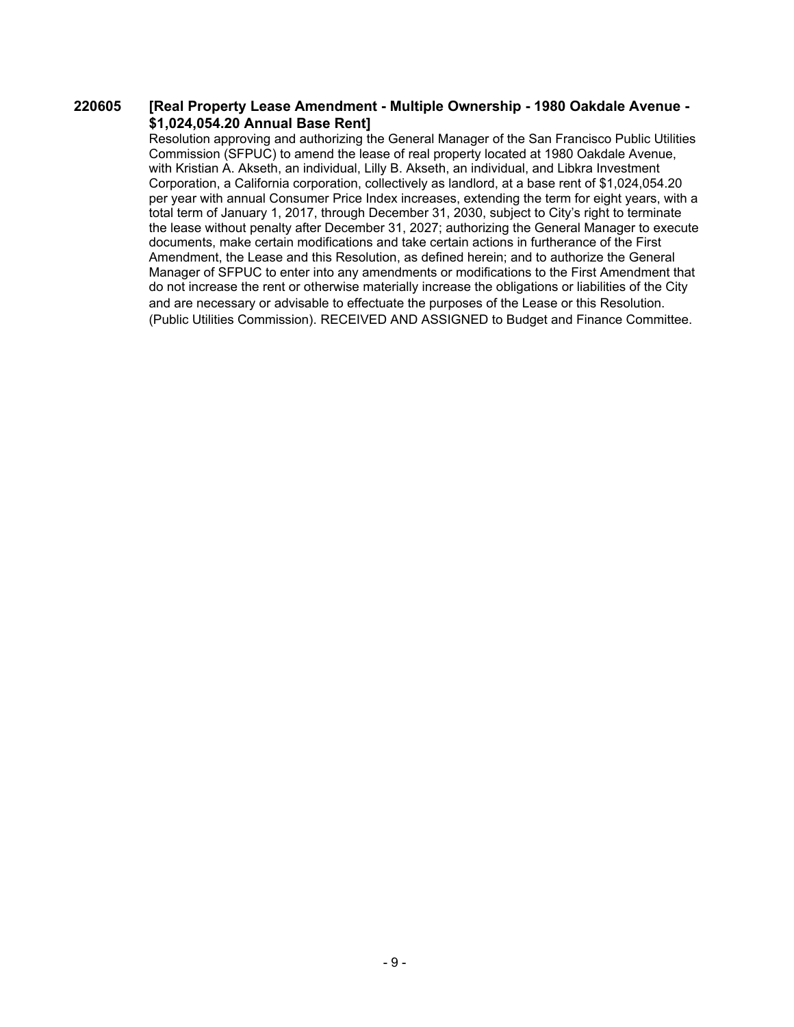**220605 [Real Property Lease Amendment - Multiple Ownership - 1980 Oakdale Avenue - $1,024,054.20 Annual Base Rent]**

Resolution approving and authorizing the General Manager of the San Francisco Public Utilities Commission (SFPUC) to amend the lease of real property located at 1980 Oakdale Avenue, with Kristian A. Akseth, an individual, Lilly B. Akseth, an individual, and Libkra Investment Corporation, a California corporation, collectively as landlord, at a base rent of $1,024,054.20 per year with annual Consumer Price Index increases, extending the term for eight years, with a total term of January 1, 2017, through December 31, 2030, subject to City's right to terminate the lease without penalty after December 31, 2027; authorizing the General Manager to execute documents, make certain modifications and take certain actions in furtherance of the First Amendment, the Lease and this Resolution, as defined herein; and to authorize the General Manager of SFPUC to enter into any amendments or modifications to the First Amendment that do not increase the rent or otherwise materially increase the obligations or liabilities of the City and are necessary or advisable to effectuate the purposes of the Lease or this Resolution. (Public Utilities Commission). RECEIVED AND ASSIGNED to Budget and Finance Committee.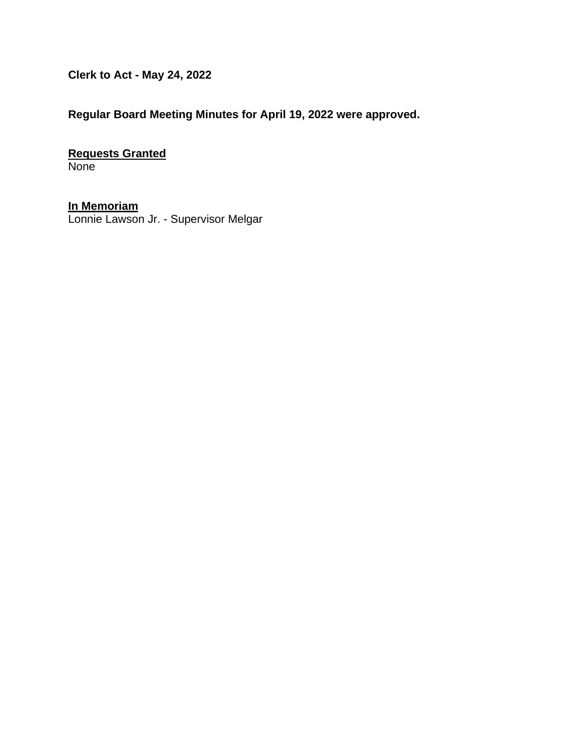**Clerk to Act - May 24, 2022**

**Regular Board Meeting Minutes for April 19, 2022 were approved.**

**Requests Granted**
None

**In Memoriam**
Lonnie Lawson Jr. - Supervisor Melgar